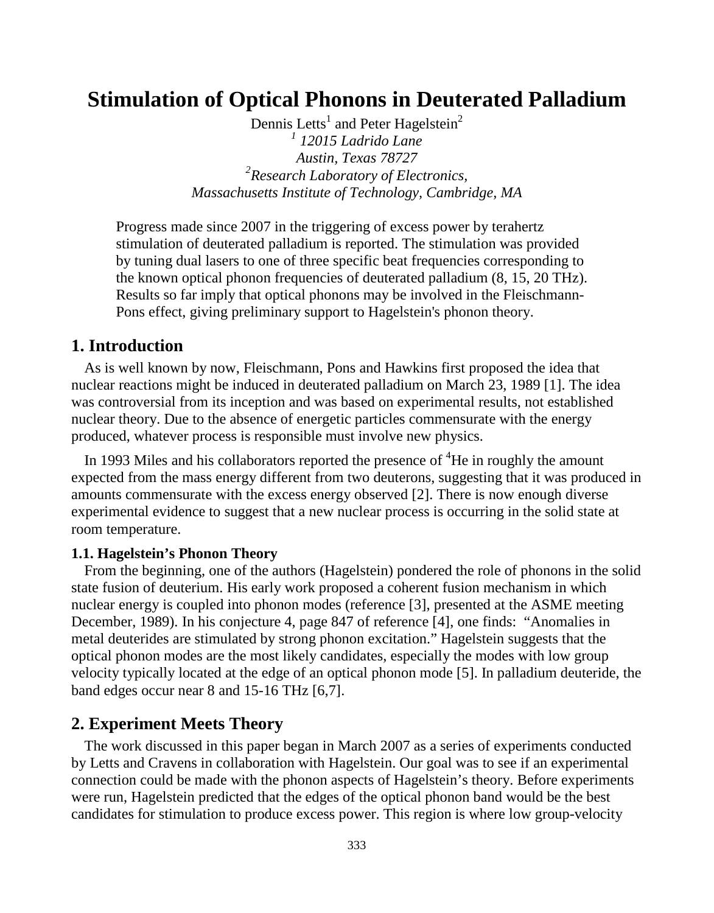# Stimulation of Optical Phonons in Deuterated Palladium

Dennis Letts[1] and Peter Hagelstein[2]

[1] *12015 Ladrido Lane*
*Austin, Texas 78727*

[2] *Research Laboratory of Electronics,*
*Massachusetts Institute of Technology, Cambridge, MA*

Progress made since 2007 in the triggering of excess power by terahertz stimulation of deuterated palladium is reported. The stimulation was provided by tuning dual lasers to one of three specific beat frequencies corresponding to the known optical phonon frequencies of deuterated palladium (8, 15, 20 THz). Results so far imply that optical phonons may be involved in the Fleischmann-Pons effect, giving preliminary support to Hagelstein's phonon theory.

## 1. Introduction

As is well known by now, Fleischmann, Pons and Hawkins first proposed the idea that nuclear reactions might be induced in deuterated palladium on March 23, 1989 [1]. The idea was controversial from its inception and was based on experimental results, not established nuclear theory. Due to the absence of energetic particles commensurate with the energy produced, whatever process is responsible must involve new physics.

In 1993 Miles and his collaborators reported the presence of $^4$He in roughly the amount expected from the mass energy different from two deuterons, suggesting that it was produced in amounts commensurate with the excess energy observed [2]. There is now enough diverse experimental evidence to suggest that a new nuclear process is occurring in the solid state at room temperature.

### 1.1. Hagelstein's Phonon Theory

From the beginning, one of the authors (Hagelstein) pondered the role of phonons in the solid state fusion of deuterium. His early work proposed a coherent fusion mechanism in which nuclear energy is coupled into phonon modes (reference [3], presented at the ASME meeting December, 1989). In his conjecture 4, page 847 of reference [4], one finds: "Anomalies in metal deuterides are stimulated by strong phonon excitation." Hagelstein suggests that the optical phonon modes are the most likely candidates, especially the modes with low group velocity typically located at the edge of an optical phonon mode [5]. In palladium deuteride, the band edges occur near 8 and 15-16 THz [6,7].

## 2. Experiment Meets Theory

The work discussed in this paper began in March 2007 as a series of experiments conducted by Letts and Cravens in collaboration with Hagelstein. Our goal was to see if an experimental connection could be made with the phonon aspects of Hagelstein's theory. Before experiments were run, Hagelstein predicted that the edges of the optical phonon band would be the best candidates for stimulation to produce excess power. This region is where low group-velocity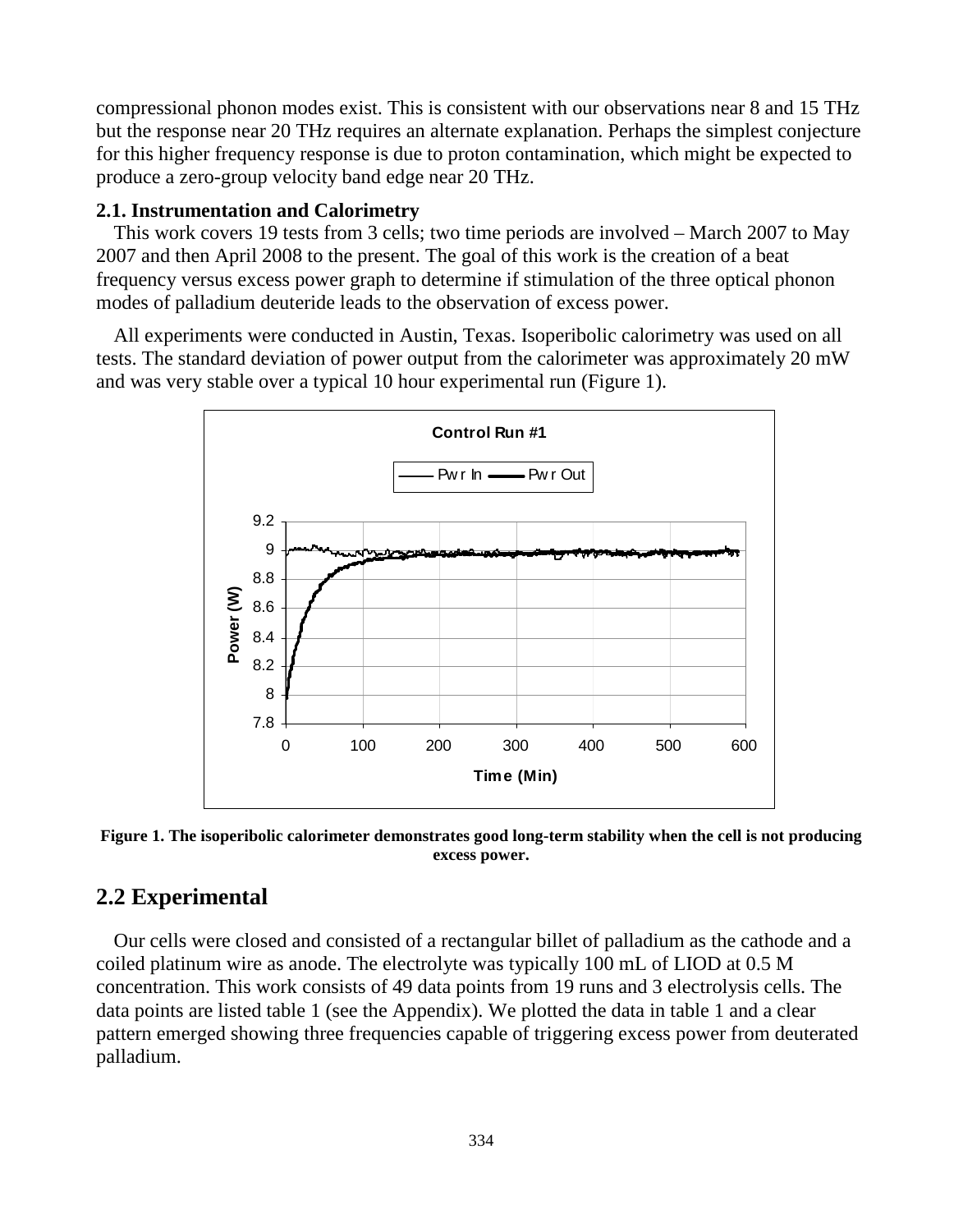compressional phonon modes exist. This is consistent with our observations near 8 and 15 THz but the response near 20 THz requires an alternate explanation. Perhaps the simplest conjecture for this higher frequency response is due to proton contamination, which might be expected to produce a zero-group velocity band edge near 20 THz.

### 2.1. Instrumentation and Calorimetry

This work covers 19 tests from 3 cells; two time periods are involved – March 2007 to May 2007 and then April 2008 to the present. The goal of this work is the creation of a beat frequency versus excess power graph to determine if stimulation of the three optical phonon modes of palladium deuteride leads to the observation of excess power.

All experiments were conducted in Austin, Texas. Isoperibolic calorimetry was used on all tests. The standard deviation of power output from the calorimeter was approximately 20 mW and was very stable over a typical 10 hour experimental run (Figure 1).

Control Run #1

Pwr In
Pwr Out

Power (W)

9.2
9
8.8
8.6
8.4
8.2
8
7.8

0
100
200
300
400
500
600

Time (Min)

**Figure 1. The isoperibolic calorimeter demonstrates good long-term stability when the cell is not producing excess power.**

## 2.2 Experimental

Our cells were closed and consisted of a rectangular billet of palladium as the cathode and a coiled platinum wire as anode. The electrolyte was typically 100 mL of LIOD at 0.5 M concentration. This work consists of 49 data points from 19 runs and 3 electrolysis cells. The data points are listed table 1 (see the Appendix). We plotted the data in table 1 and a clear pattern emerged showing three frequencies capable of triggering excess power from deuterated palladium.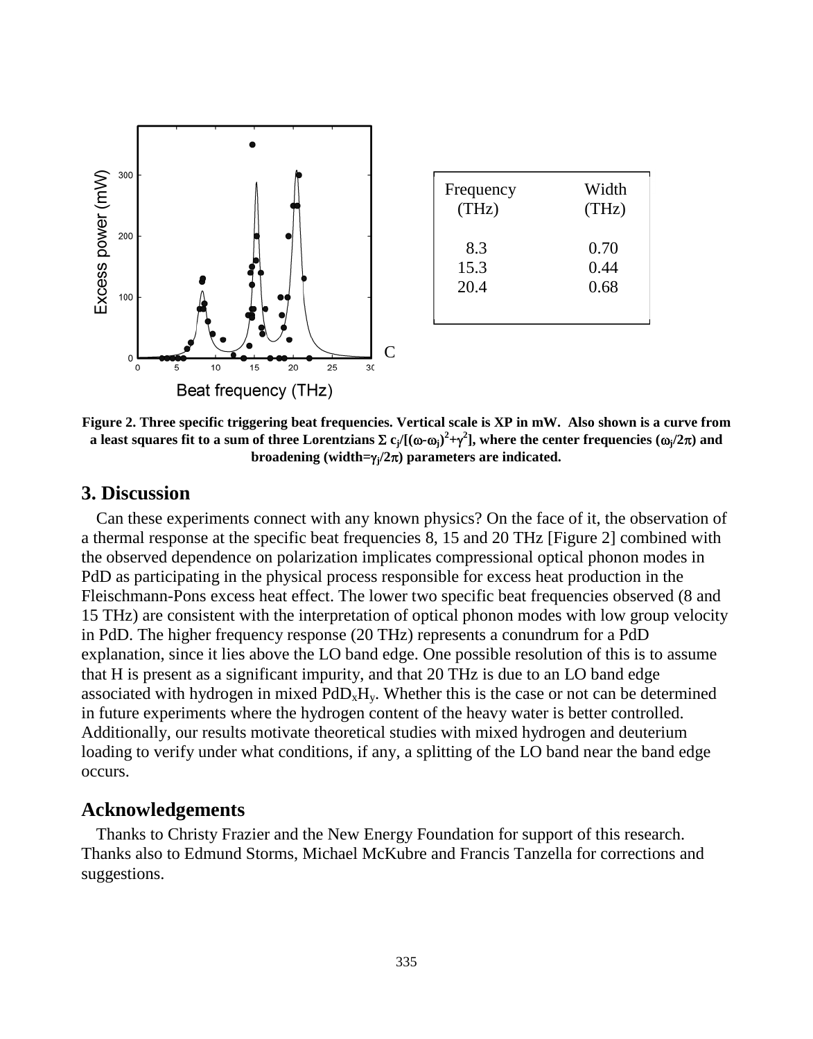Excess power (mW)

300

200

100

0

0 5 10 15 20 25 30

Beat frequency (THz)

| Frequency (THz) | Width (THz) |
| --- | --- |
| 8.3 | 0.70 |
| 15.3 | 0.44 |
| 20.4 | 0.68 |

**Figure 2. Three specific triggering beat frequencies. Vertical scale is XP in mW. Also shown is a curve from a least squares fit to a sum of three Lorentzians $\Sigma\, c_j/[(\omega-\omega_j)^2+\gamma^2]$, where the center frequencies ($\omega_j/2\pi$) and broadening (width=$\gamma_j/2\pi$) parameters are indicated.**

## 3. Discussion

Can these experiments connect with any known physics? On the face of it, the observation of a thermal response at the specific beat frequencies 8, 15 and 20 THz [Figure 2] combined with the observed dependence on polarization implicates compressional optical phonon modes in PdD as participating in the physical process responsible for excess heat production in the Fleischmann-Pons excess heat effect. The lower two specific beat frequencies observed (8 and 15 THz) are consistent with the interpretation of optical phonon modes with low group velocity in PdD. The higher frequency response (20 THz) represents a conundrum for a PdD explanation, since it lies above the LO band edge. One possible resolution of this is to assume that H is present as a significant impurity, and that 20 THz is due to an LO band edge associated with hydrogen in mixed $PdD_xH_y$. Whether this is the case or not can be determined in future experiments where the hydrogen content of the heavy water is better controlled. Additionally, our results motivate theoretical studies with mixed hydrogen and deuterium loading to verify under what conditions, if any, a splitting of the LO band near the band edge occurs.

## Acknowledgements

Thanks to Christy Frazier and the New Energy Foundation for support of this research. Thanks also to Edmund Storms, Michael McKubre and Francis Tanzella for corrections and suggestions.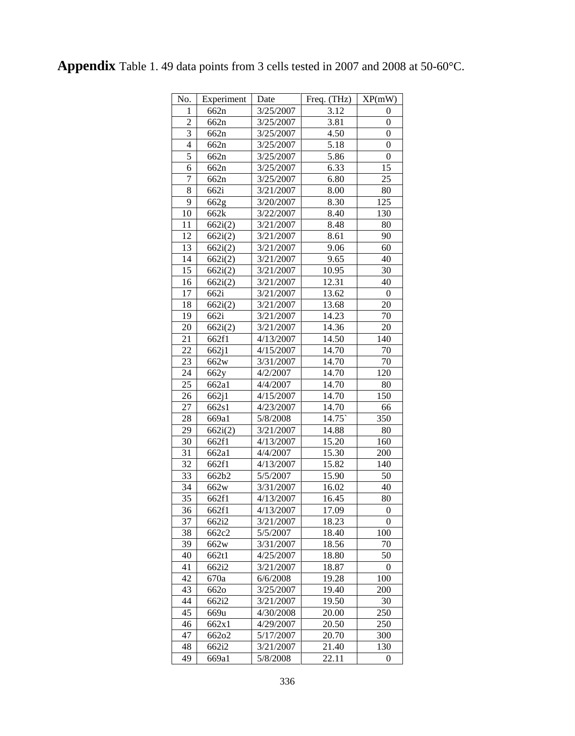**Appendix** Table 1. 49 data points from 3 cells tested in 2007 and 2008 at 50-60°C.

| No. | Experiment | Date | Freq. (THz) | XP(mW) |
|---|---|---|---|---|
| 1 | 662n | 3/25/2007 | 3.12 | 0 |
| 2 | 662n | 3/25/2007 | 3.81 | 0 |
| 3 | 662n | 3/25/2007 | 4.50 | 0 |
| 4 | 662n | 3/25/2007 | 5.18 | 0 |
| 5 | 662n | 3/25/2007 | 5.86 | 0 |
| 6 | 662n | 3/25/2007 | 6.33 | 15 |
| 7 | 662n | 3/25/2007 | 6.80 | 25 |
| 8 | 662i | 3/21/2007 | 8.00 | 80 |
| 9 | 662g | 3/20/2007 | 8.30 | 125 |
| 10 | 662k | 3/22/2007 | 8.40 | 130 |
| 11 | 662i(2) | 3/21/2007 | 8.48 | 80 |
| 12 | 662i(2) | 3/21/2007 | 8.61 | 90 |
| 13 | 662i(2) | 3/21/2007 | 9.06 | 60 |
| 14 | 662i(2) | 3/21/2007 | 9.65 | 40 |
| 15 | 662i(2) | 3/21/2007 | 10.95 | 30 |
| 16 | 662i(2) | 3/21/2007 | 12.31 | 40 |
| 17 | 662i | 3/21/2007 | 13.62 | 0 |
| 18 | 662i(2) | 3/21/2007 | 13.68 | 20 |
| 19 | 662i | 3/21/2007 | 14.23 | 70 |
| 20 | 662i(2) | 3/21/2007 | 14.36 | 20 |
| 21 | 662f1 | 4/13/2007 | 14.50 | 140 |
| 22 | 662j1 | 4/15/2007 | 14.70 | 70 |
| 23 | 662w | 3/31/2007 | 14.70 | 70 |
| 24 | 662y | 4/2/2007 | 14.70 | 120 |
| 25 | 662a1 | 4/4/2007 | 14.70 | 80 |
| 26 | 662j1 | 4/15/2007 | 14.70 | 150 |
| 27 | 662s1 | 4/23/2007 | 14.70 | 66 |
| 28 | 669a1 | 5/8/2008 | 14.75` | 350 |
| 29 | 662i(2) | 3/21/2007 | 14.88 | 80 |
| 30 | 662f1 | 4/13/2007 | 15.20 | 160 |
| 31 | 662a1 | 4/4/2007 | 15.30 | 200 |
| 32 | 662f1 | 4/13/2007 | 15.82 | 140 |
| 33 | 662b2 | 5/5/2007 | 15.90 | 50 |
| 34 | 662w | 3/31/2007 | 16.02 | 40 |
| 35 | 662f1 | 4/13/2007 | 16.45 | 80 |
| 36 | 662f1 | 4/13/2007 | 17.09 | 0 |
| 37 | 662i2 | 3/21/2007 | 18.23 | 0 |
| 38 | 662c2 | 5/5/2007 | 18.40 | 100 |
| 39 | 662w | 3/31/2007 | 18.56 | 70 |
| 40 | 662t1 | 4/25/2007 | 18.80 | 50 |
| 41 | 662i2 | 3/21/2007 | 18.87 | 0 |
| 42 | 670a | 6/6/2008 | 19.28 | 100 |
| 43 | 662o | 3/25/2007 | 19.40 | 200 |
| 44 | 662i2 | 3/21/2007 | 19.50 | 30 |
| 45 | 669u | 4/30/2008 | 20.00 | 250 |
| 46 | 662x1 | 4/29/2007 | 20.50 | 250 |
| 47 | 662o2 | 5/17/2007 | 20.70 | 300 |
| 48 | 662i2 | 3/21/2007 | 21.40 | 130 |
| 49 | 669a1 | 5/8/2008 | 22.11 | 0 |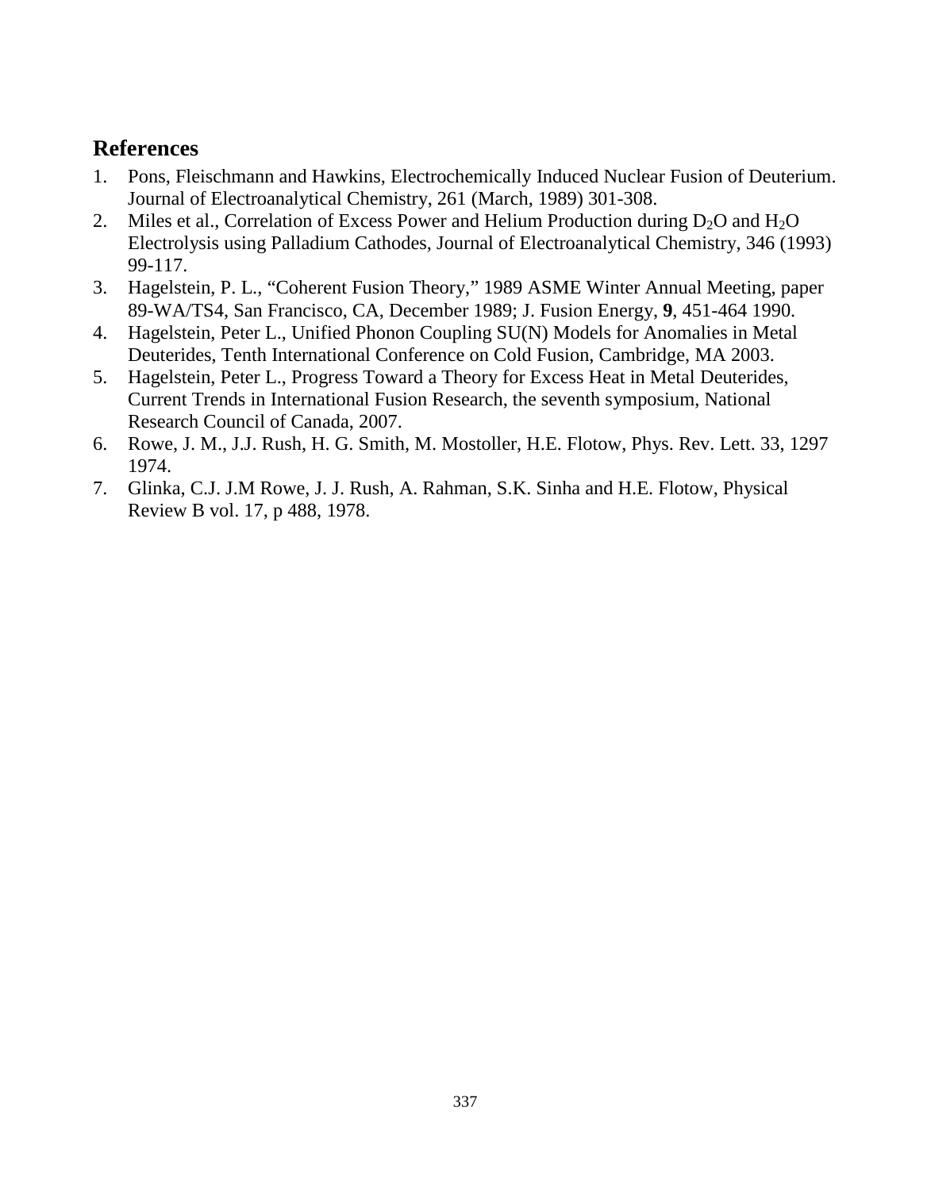## References

1. Pons, Fleischmann and Hawkins, Electrochemically Induced Nuclear Fusion of Deuterium. Journal of Electroanalytical Chemistry, 261 (March, 1989) 301-308.
2. Miles et al., Correlation of Excess Power and Helium Production during $D_2O$ and $H_2O$ Electrolysis using Palladium Cathodes, Journal of Electroanalytical Chemistry, 346 (1993) 99-117.
3. Hagelstein, P. L., "Coherent Fusion Theory," 1989 ASME Winter Annual Meeting, paper 89-WA/TS4, San Francisco, CA, December 1989; J. Fusion Energy, **9**, 451-464 1990.
4. Hagelstein, Peter L., Unified Phonon Coupling SU(N) Models for Anomalies in Metal Deuterides, Tenth International Conference on Cold Fusion, Cambridge, MA 2003.
5. Hagelstein, Peter L., Progress Toward a Theory for Excess Heat in Metal Deuterides, Current Trends in International Fusion Research, the seventh symposium, National Research Council of Canada, 2007.
6. Rowe, J. M., J.J. Rush, H. G. Smith, M. Mostoller, H.E. Flotow, Phys. Rev. Lett. 33, 1297 1974.
7. Glinka, C.J. J.M Rowe, J. J. Rush, A. Rahman, S.K. Sinha and H.E. Flotow, Physical Review B vol. 17, p 488, 1978.